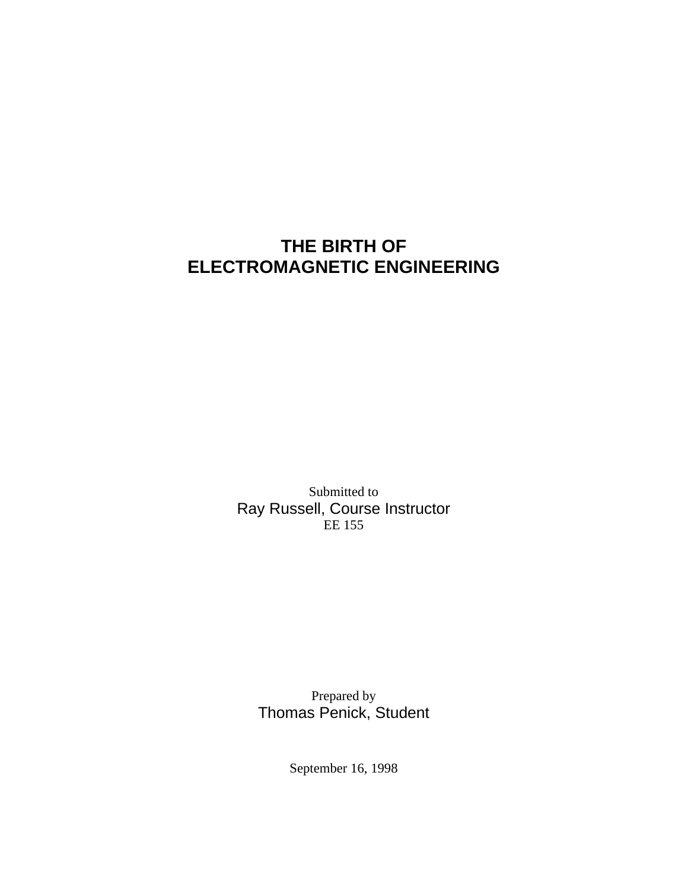# THE BIRTH OF ELECTROMAGNETIC ENGINEERING

Submitted to

Ray Russell, Course Instructor

EE 155

Prepared by

Thomas Penick, Student

September 16, 1998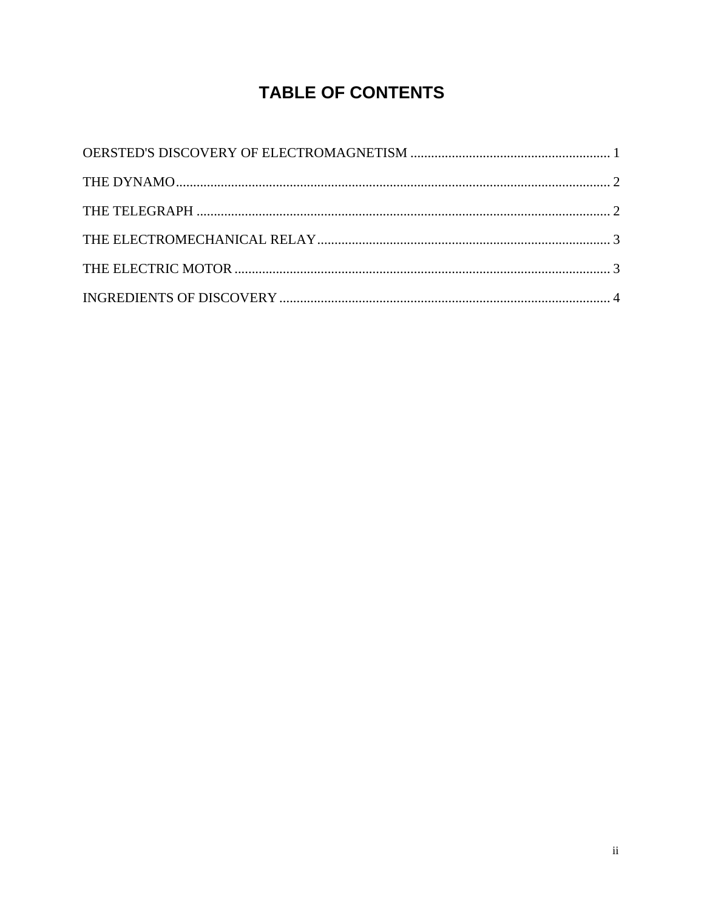# TABLE OF CONTENTS

OERSTED'S DISCOVERY OF ELECTROMAGNETISM .......................................................... 1

THE DYNAMO............................................................................................................................ 2

THE TELEGRAPH ...................................................................................................................... 2

THE ELECTROMECHANICAL RELAY.................................................................................... 3

THE ELECTRIC MOTOR ........................................................................................................... 3

INGREDIENTS OF DISCOVERY .............................................................................................. 4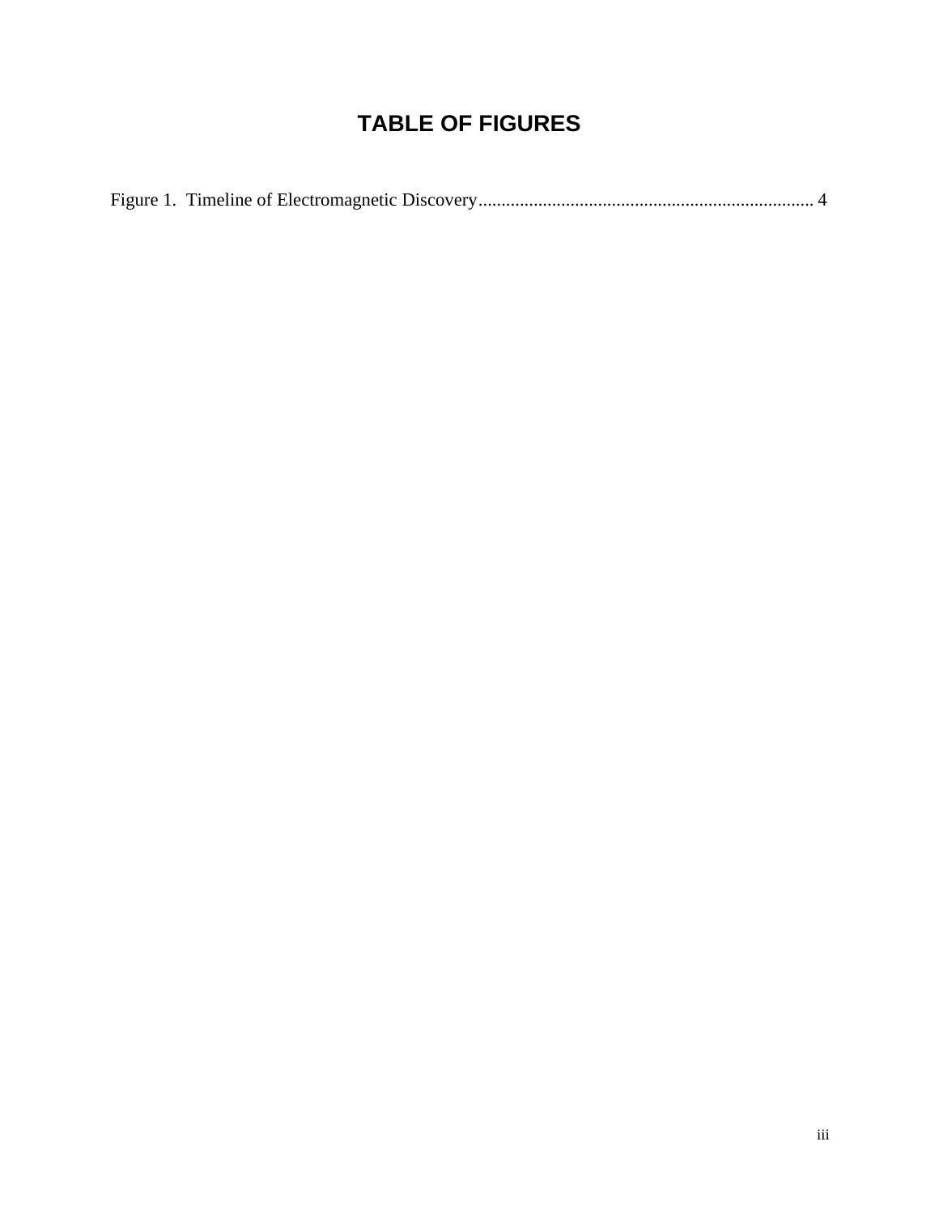# TABLE OF FIGURES

Figure 1. Timeline of Electromagnetic Discovery........................................................................ 4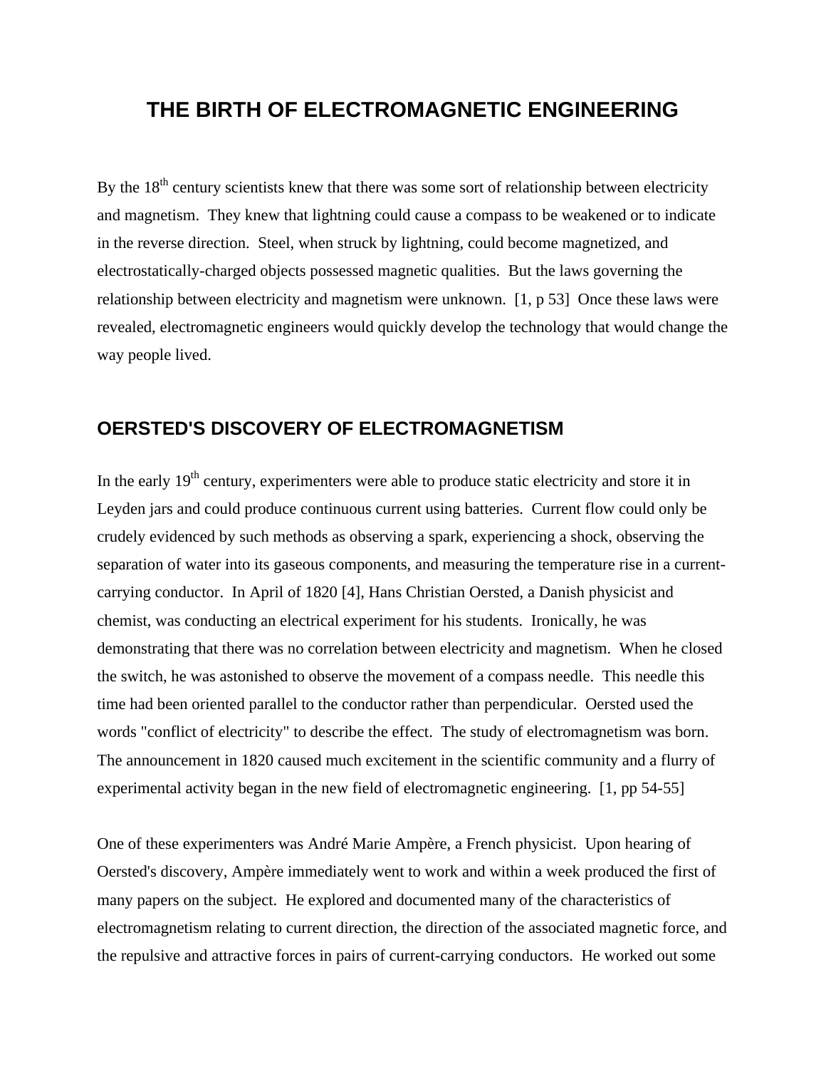# THE BIRTH OF ELECTROMAGNETIC ENGINEERING

By the 18th century scientists knew that there was some sort of relationship between electricity and magnetism. They knew that lightning could cause a compass to be weakened or to indicate in the reverse direction. Steel, when struck by lightning, could become magnetized, and electrostatically-charged objects possessed magnetic qualities. But the laws governing the relationship between electricity and magnetism were unknown. [1, p 53] Once these laws were revealed, electromagnetic engineers would quickly develop the technology that would change the way people lived.

## OERSTED'S DISCOVERY OF ELECTROMAGNETISM

In the early 19th century, experimenters were able to produce static electricity and store it in Leyden jars and could produce continuous current using batteries. Current flow could only be crudely evidenced by such methods as observing a spark, experiencing a shock, observing the separation of water into its gaseous components, and measuring the temperature rise in a current-carrying conductor. In April of 1820 [4], Hans Christian Oersted, a Danish physicist and chemist, was conducting an electrical experiment for his students. Ironically, he was demonstrating that there was no correlation between electricity and magnetism. When he closed the switch, he was astonished to observe the movement of a compass needle. This needle this time had been oriented parallel to the conductor rather than perpendicular. Oersted used the words "conflict of electricity" to describe the effect. The study of electromagnetism was born. The announcement in 1820 caused much excitement in the scientific community and a flurry of experimental activity began in the new field of electromagnetic engineering. [1, pp 54-55]

One of these experimenters was André Marie Ampère, a French physicist. Upon hearing of Oersted's discovery, Ampère immediately went to work and within a week produced the first of many papers on the subject. He explored and documented many of the characteristics of electromagnetism relating to current direction, the direction of the associated magnetic force, and the repulsive and attractive forces in pairs of current-carrying conductors. He worked out some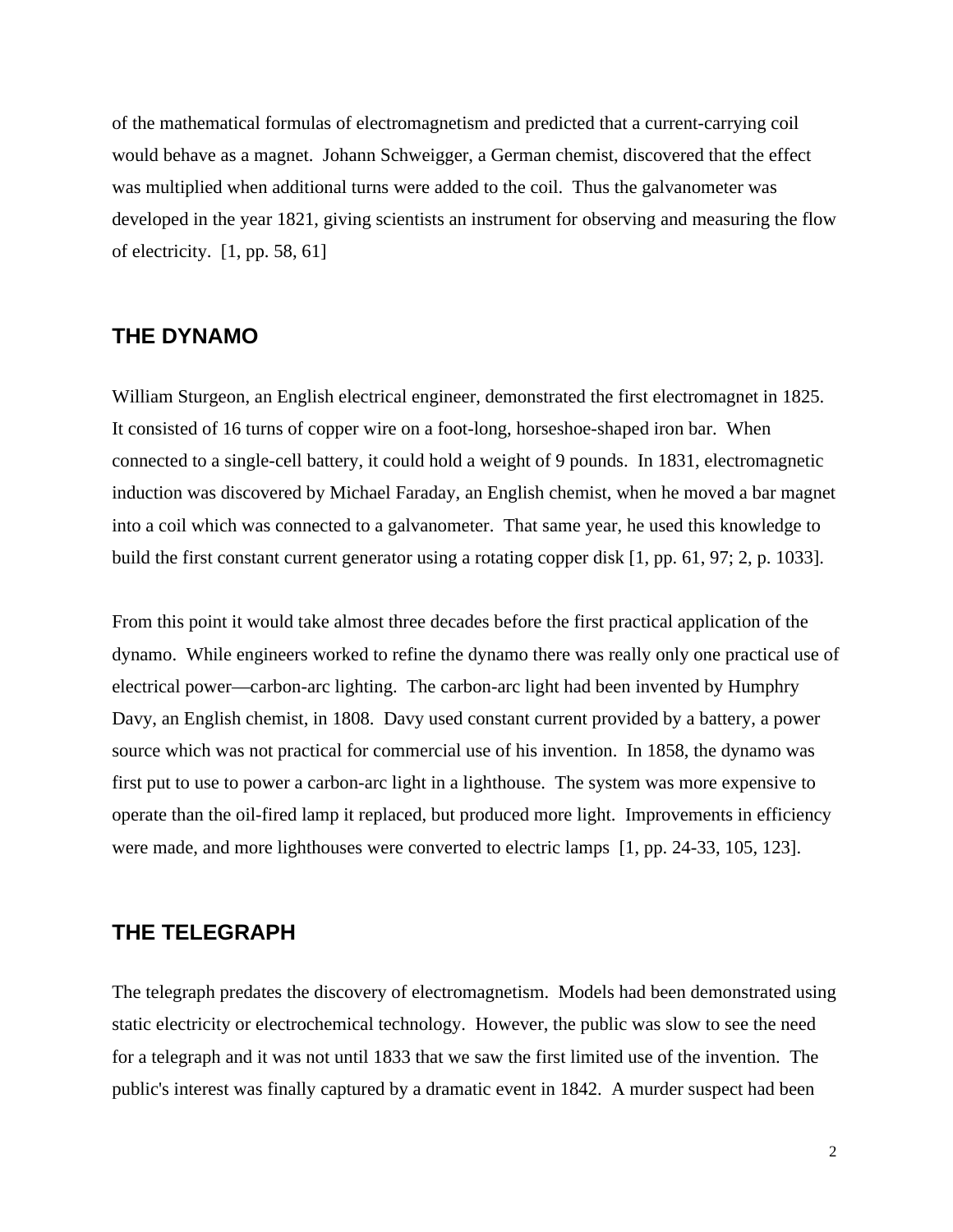of the mathematical formulas of electromagnetism and predicted that a current-carrying coil would behave as a magnet. Johann Schweigger, a German chemist, discovered that the effect was multiplied when additional turns were added to the coil. Thus the galvanometer was developed in the year 1821, giving scientists an instrument for observing and measuring the flow of electricity. [1, pp. 58, 61]

## THE DYNAMO

William Sturgeon, an English electrical engineer, demonstrated the first electromagnet in 1825. It consisted of 16 turns of copper wire on a foot-long, horseshoe-shaped iron bar. When connected to a single-cell battery, it could hold a weight of 9 pounds. In 1831, electromagnetic induction was discovered by Michael Faraday, an English chemist, when he moved a bar magnet into a coil which was connected to a galvanometer. That same year, he used this knowledge to build the first constant current generator using a rotating copper disk [1, pp. 61, 97; 2, p. 1033].

From this point it would take almost three decades before the first practical application of the dynamo. While engineers worked to refine the dynamo there was really only one practical use of electrical power—carbon-arc lighting. The carbon-arc light had been invented by Humphry Davy, an English chemist, in 1808. Davy used constant current provided by a battery, a power source which was not practical for commercial use of his invention. In 1858, the dynamo was first put to use to power a carbon-arc light in a lighthouse. The system was more expensive to operate than the oil-fired lamp it replaced, but produced more light. Improvements in efficiency were made, and more lighthouses were converted to electric lamps [1, pp. 24-33, 105, 123].

## THE TELEGRAPH

The telegraph predates the discovery of electromagnetism. Models had been demonstrated using static electricity or electrochemical technology. However, the public was slow to see the need for a telegraph and it was not until 1833 that we saw the first limited use of the invention. The public's interest was finally captured by a dramatic event in 1842. A murder suspect had been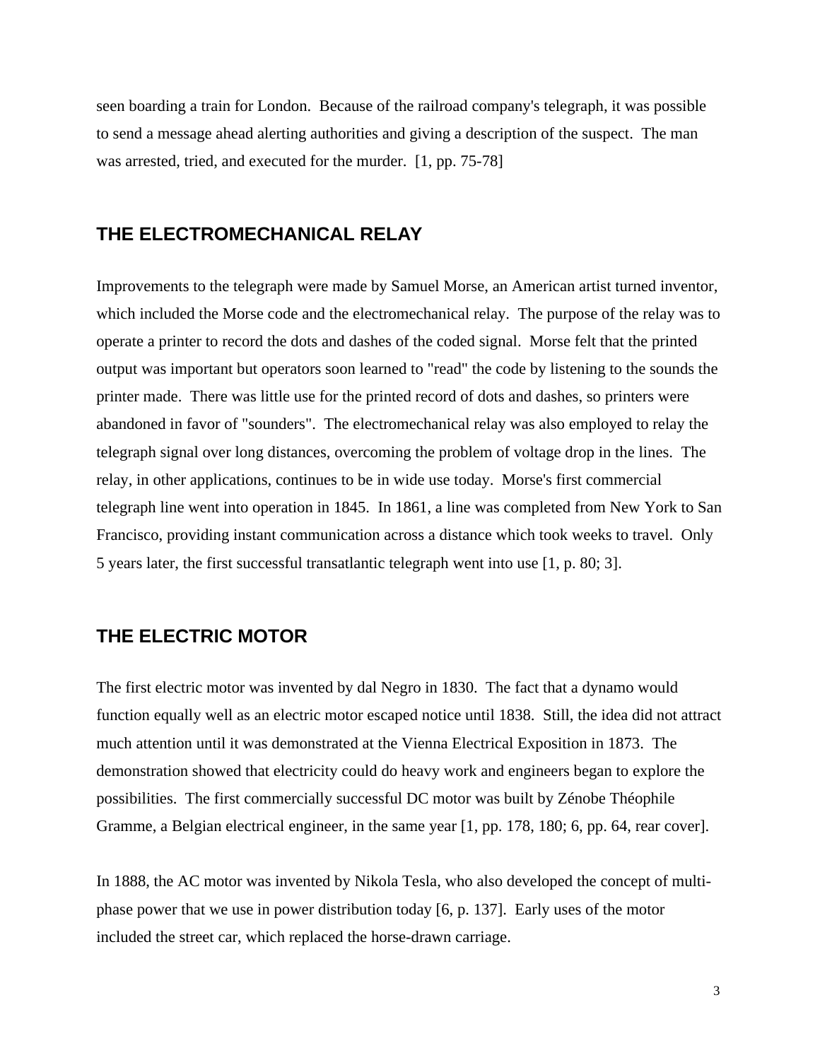seen boarding a train for London. Because of the railroad company's telegraph, it was possible to send a message ahead alerting authorities and giving a description of the suspect. The man was arrested, tried, and executed for the murder. [1, pp. 75-78]

## THE ELECTROMECHANICAL RELAY

Improvements to the telegraph were made by Samuel Morse, an American artist turned inventor, which included the Morse code and the electromechanical relay. The purpose of the relay was to operate a printer to record the dots and dashes of the coded signal. Morse felt that the printed output was important but operators soon learned to "read" the code by listening to the sounds the printer made. There was little use for the printed record of dots and dashes, so printers were abandoned in favor of "sounders". The electromechanical relay was also employed to relay the telegraph signal over long distances, overcoming the problem of voltage drop in the lines. The relay, in other applications, continues to be in wide use today. Morse's first commercial telegraph line went into operation in 1845. In 1861, a line was completed from New York to San Francisco, providing instant communication across a distance which took weeks to travel. Only 5 years later, the first successful transatlantic telegraph went into use [1, p. 80; 3].

## THE ELECTRIC MOTOR

The first electric motor was invented by dal Negro in 1830. The fact that a dynamo would function equally well as an electric motor escaped notice until 1838. Still, the idea did not attract much attention until it was demonstrated at the Vienna Electrical Exposition in 1873. The demonstration showed that electricity could do heavy work and engineers began to explore the possibilities. The first commercially successful DC motor was built by Zénobe Théophile Gramme, a Belgian electrical engineer, in the same year [1, pp. 178, 180; 6, pp. 64, rear cover].

In 1888, the AC motor was invented by Nikola Tesla, who also developed the concept of multi-phase power that we use in power distribution today [6, p. 137]. Early uses of the motor included the street car, which replaced the horse-drawn carriage.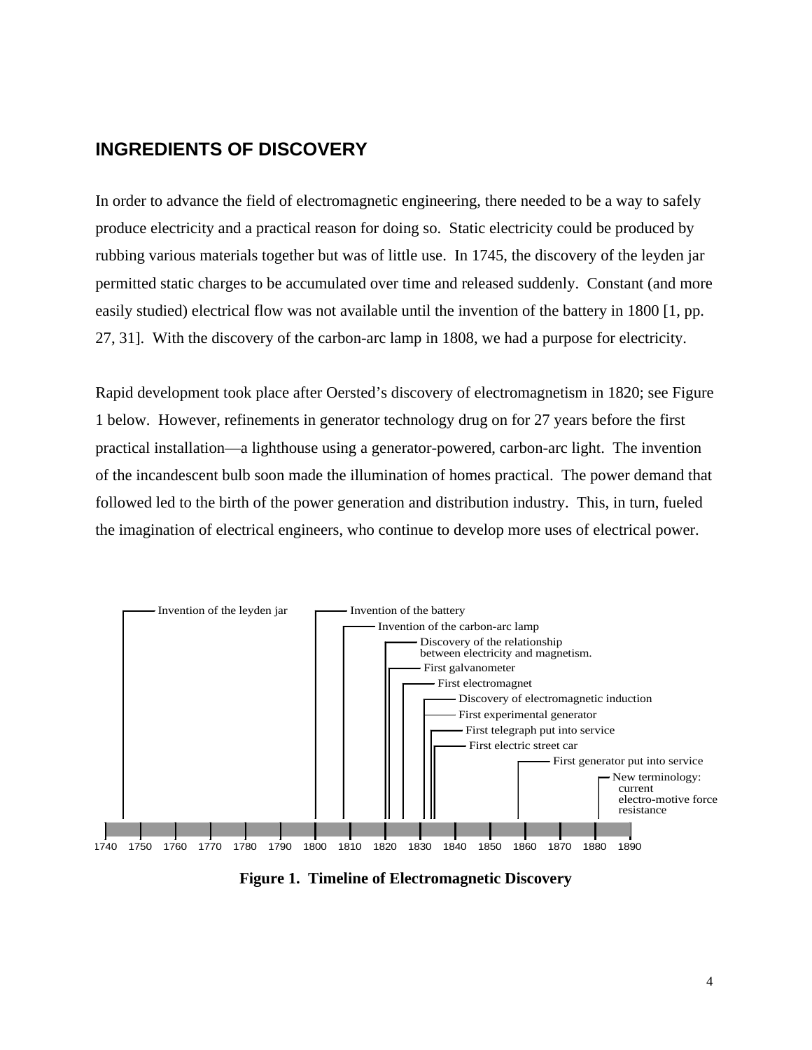## INGREDIENTS OF DISCOVERY

In order to advance the field of electromagnetic engineering, there needed to be a way to safely produce electricity and a practical reason for doing so. Static electricity could be produced by rubbing various materials together but was of little use. In 1745, the discovery of the leyden jar permitted static charges to be accumulated over time and released suddenly. Constant (and more easily studied) electrical flow was not available until the invention of the battery in 1800 [1, pp. 27, 31]. With the discovery of the carbon-arc lamp in 1808, we had a purpose for electricity.

Rapid development took place after Oersted's discovery of electromagnetism in 1820; see Figure 1 below. However, refinements in generator technology drug on for 27 years before the first practical installation—a lighthouse using a generator-powered, carbon-arc light. The invention of the incandescent bulb soon made the illumination of homes practical. The power demand that followed led to the birth of the power generation and distribution industry. This, in turn, fueled the imagination of electrical engineers, who continue to develop more uses of electrical power.

Invention of the leyden jar
Invention of the battery
Invention of the carbon-arc lamp
Discovery of the relationship between electricity and magnetism.
First galvanometer
First electromagnet
Discovery of electromagnetic induction
First experimental generator
First telegraph put into service
First electric street car
First generator put into service
New terminology: current, electro-motive force, resistance

1740 1750 1760 1770 1780 1790 1800 1810 1820 1830 1840 1850 1860 1870 1880 1890

**Figure 1. Timeline of Electromagnetic Discovery**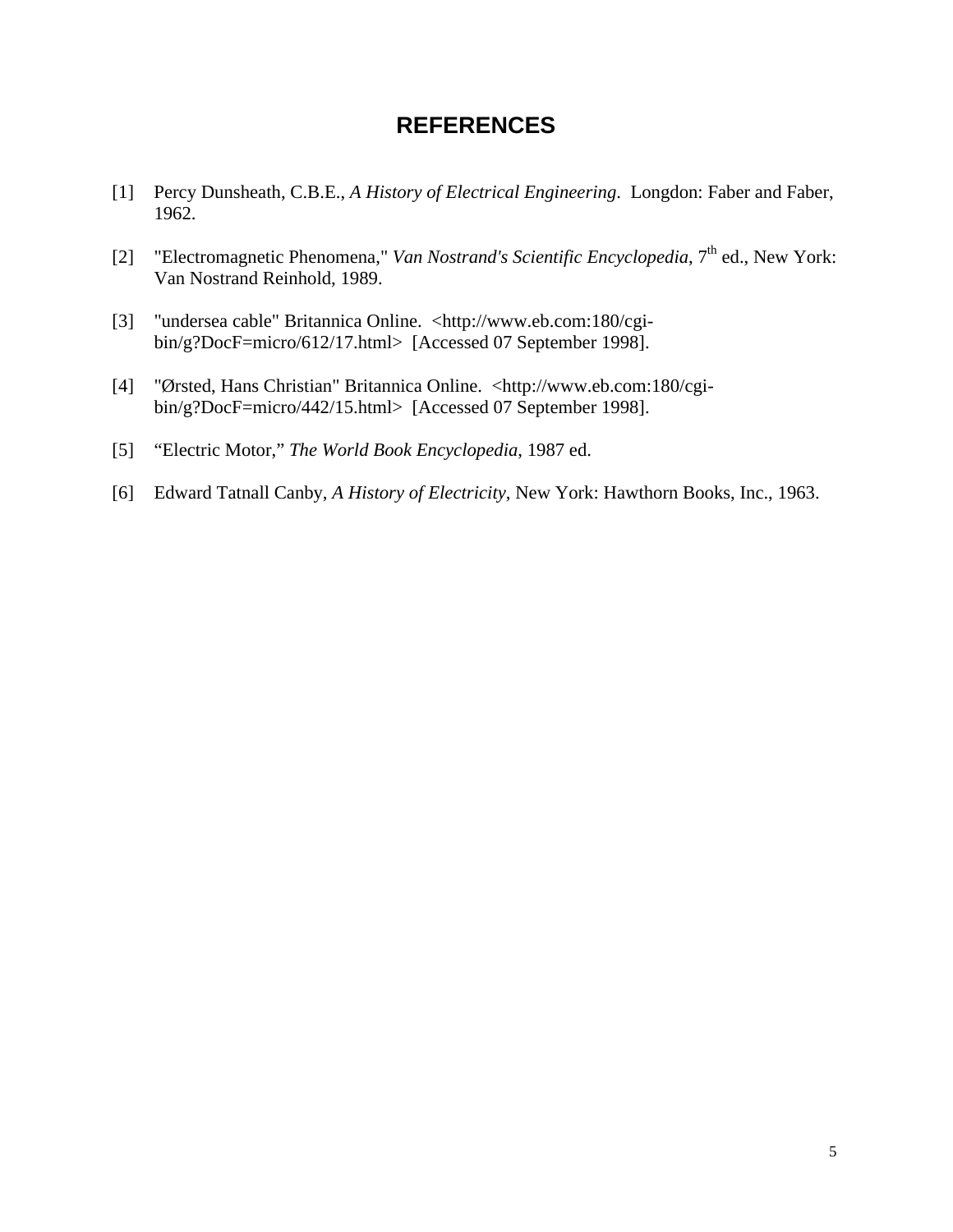# REFERENCES

[1] Percy Dunsheath, C.B.E., *A History of Electrical Engineering*. Longdon: Faber and Faber, 1962.

[2] "Electromagnetic Phenomena," *Van Nostrand's Scientific Encyclopedia*, 7th ed., New York: Van Nostrand Reinhold, 1989.

[3] "undersea cable" Britannica Online. <http://www.eb.com:180/cgi-bin/g?DocF=micro/612/17.html> [Accessed 07 September 1998].

[4] "Ørsted, Hans Christian" Britannica Online. <http://www.eb.com:180/cgi-bin/g?DocF=micro/442/15.html> [Accessed 07 September 1998].

[5] "Electric Motor," *The World Book Encyclopedia*, 1987 ed.

[6] Edward Tatnall Canby, *A History of Electricity*, New York: Hawthorn Books, Inc., 1963.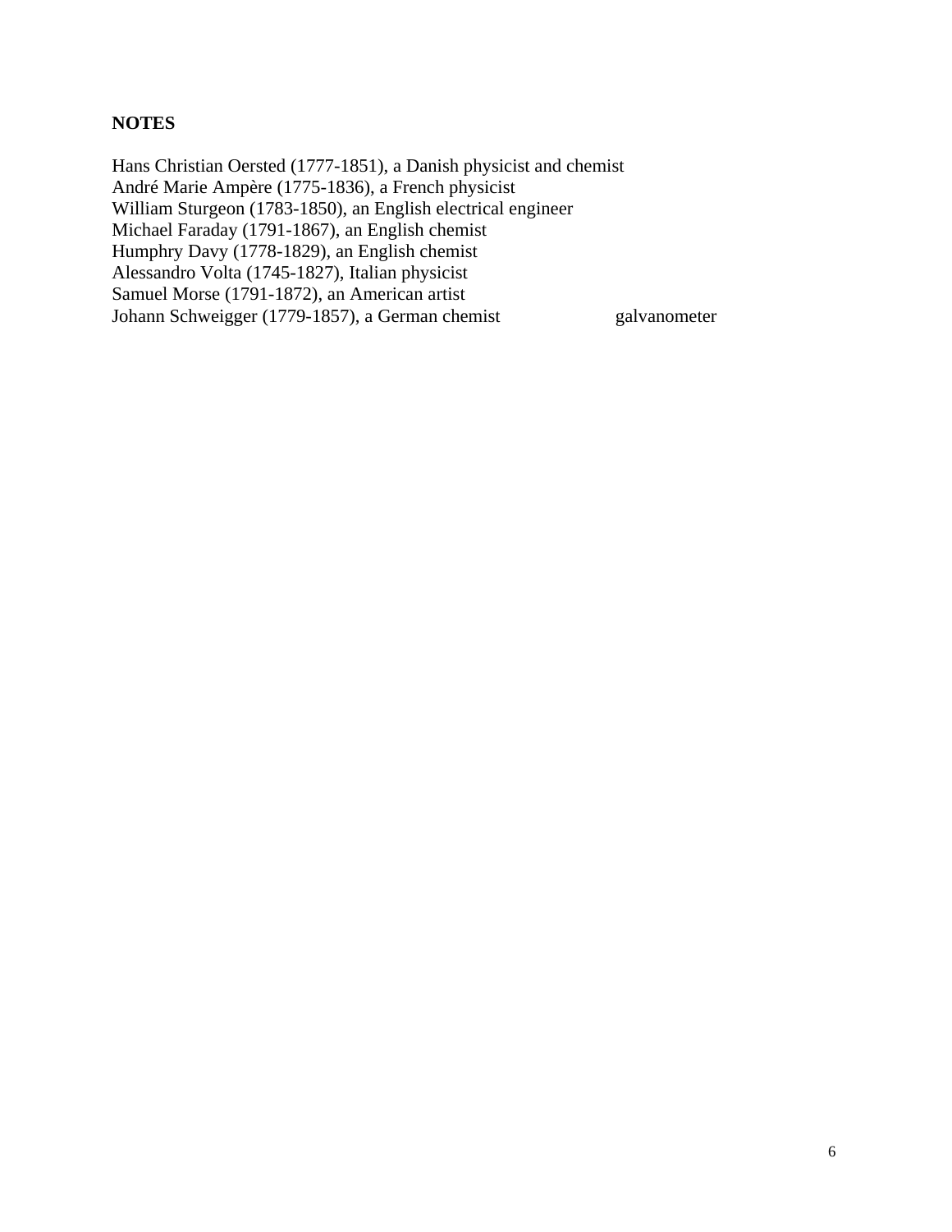**NOTES**

Hans Christian Oersted (1777-1851), a Danish physicist and chemist
André Marie Ampère (1775-1836), a French physicist
William Sturgeon (1783-1850), an English electrical engineer
Michael Faraday (1791-1867), an English chemist
Humphry Davy (1778-1829), an English chemist
Alessandro Volta (1745-1827), Italian physicist
Samuel Morse (1791-1872), an American artist
Johann Schweigger (1779-1857), a German chemist galvanometer